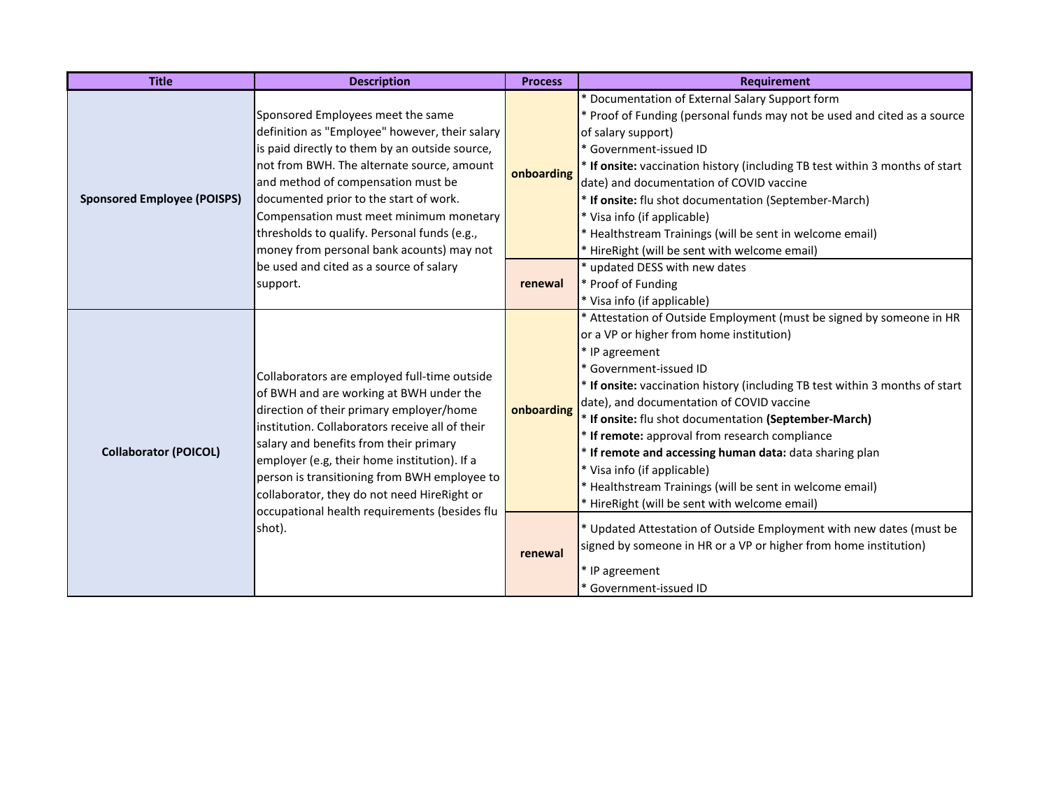| Title | Description | Process | Requirement |
|---|---|---|---|
| **Sponsored Employee (POISPS)** | Sponsored Employees meet the same definition as "Employee" however, their salary is paid directly to them by an outside source, not from BWH. The alternate source, amount and method of compensation must be documented prior to the start of work. Compensation must meet minimum monetary thresholds to qualify. Personal funds (e.g., money from personal bank acounts) may not be used and cited as a source of salary support. | **onboarding** | * Documentation of External Salary Support form<br>* Proof of Funding (personal funds may not be used and cited as a source of salary support)<br>* Government-issued ID<br>* **If onsite:** vaccination history (including TB test within 3 months of start date) and documentation of COVID vaccine<br>* **If onsite:** flu shot documentation (September-March)<br>* Visa info (if applicable)<br>* Healthstream Trainings (will be sent in welcome email)<br>* HireRight (will be sent with welcome email) |
| | | **renewal** | * updated DESS with new dates<br>* Proof of Funding<br>* Visa info (if applicable) |
| **Collaborator (POICOL)** | Collaborators are employed full-time outside of BWH and are working at BWH under the direction of their primary employer/home institution. Collaborators receive all of their salary and benefits from their primary employer (e.g, their home institution). If a person is transitioning from BWH employee to collaborator, they do not need HireRight or occupational health requirements (besides flu shot). | **onboarding** | * Attestation of Outside Employment (must be signed by someone in HR or a VP or higher from home institution)<br>* IP agreement<br>* Government-issued ID<br>* **If onsite:** vaccination history (including TB test within 3 months of start date), and documentation of COVID vaccine<br>* **If onsite:** flu shot documentation **(September-March)**<br>* **If remote:** approval from research compliance<br>* **If remote and accessing human data:** data sharing plan<br>* Visa info (if applicable)<br>* Healthstream Trainings (will be sent in welcome email)<br>* HireRight (will be sent with welcome email) |
| | | **renewal** | * Updated Attestation of Outside Employment with new dates (must be signed by someone in HR or a VP or higher from home institution)<br>* IP agreement<br>* Government-issued ID |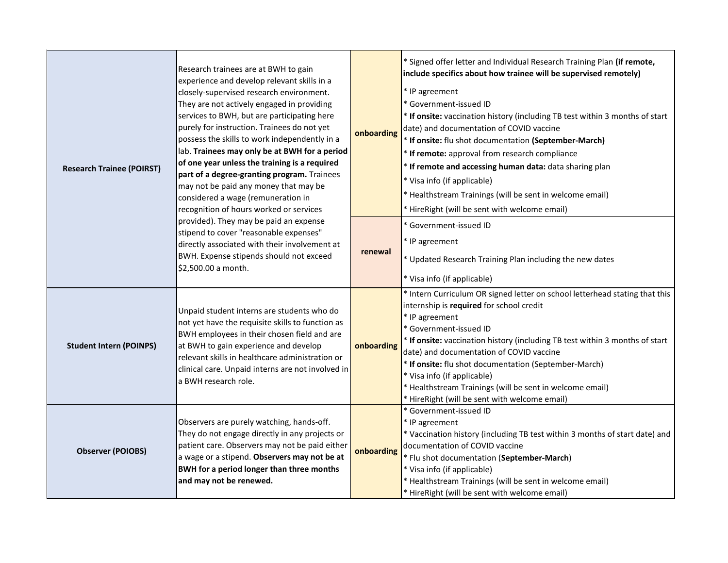| | | | |
|---|---|---|---|
| **Research Trainee (POIRST)** | Research trainees are at BWH to gain experience and develop relevant skills in a closely-supervised research environment. They are not actively engaged in providing services to BWH, but are participating here purely for instruction. Trainees do not yet possess the skills to work independently in a lab. **Trainees may only be at BWH for a period of one year unless the training is a required part of a degree-granting program.** Trainees may not be paid any money that may be considered a wage (remuneration in recognition of hours worked or services provided). They may be paid an expense stipend to cover "reasonable expenses" directly associated with their involvement at BWH. Expense stipends should not exceed $2,500.00 a month. | **onboarding** | * Signed offer letter and Individual Research Training Plan **(if remote, include specifics about how trainee will be supervised remotely)**<br>* IP agreement<br>* Government-issued ID<br>* **If onsite:** vaccination history (including TB test within 3 months of start date) and documentation of COVID vaccine<br>* **If onsite:** flu shot documentation **(September-March)**<br>* **If remote:** approval from research compliance<br>* **If remote and accessing human data:** data sharing plan<br>* Visa info (if applicable)<br>* Healthstream Trainings (will be sent in welcome email)<br>* HireRight (will be sent with welcome email) |
| | | **renewal** | * Government-issued ID<br>* IP agreement<br>* Updated Research Training Plan including the new dates<br>* Visa info (if applicable) |
| **Student Intern (POINPS)** | Unpaid student interns are students who do not yet have the requisite skills to function as BWH employees in their chosen field and are at BWH to gain experience and develop relevant skills in healthcare administration or clinical care. Unpaid interns are not involved in a BWH research role. | **onboarding** | * Intern Curriculum OR signed letter on school letterhead stating that this internship is **required** for school credit<br>* IP agreement<br>* Government-issued ID<br>* **If onsite:** vaccination history (including TB test within 3 months of start date) and documentation of COVID vaccine<br>* **If onsite:** flu shot documentation (September-March)<br>* Visa info (if applicable)<br>* Healthstream Trainings (will be sent in welcome email)<br>* HireRight (will be sent with welcome email) |
| **Observer (POIOBS)** | Observers are purely watching, hands-off. They do not engage directly in any projects or patient care. Observers may not be paid either a wage or a stipend. **Observers may not be at BWH for a period longer than three months and may not be renewed.** | **onboarding** | * Government-issued ID<br>* IP agreement<br>* Vaccination history (including TB test within 3 months of start date) and documentation of COVID vaccine<br>* Flu shot documentation (**September-March**)<br>* Visa info (if applicable)<br>* Healthstream Trainings (will be sent in welcome email)<br>* HireRight (will be sent with welcome email) |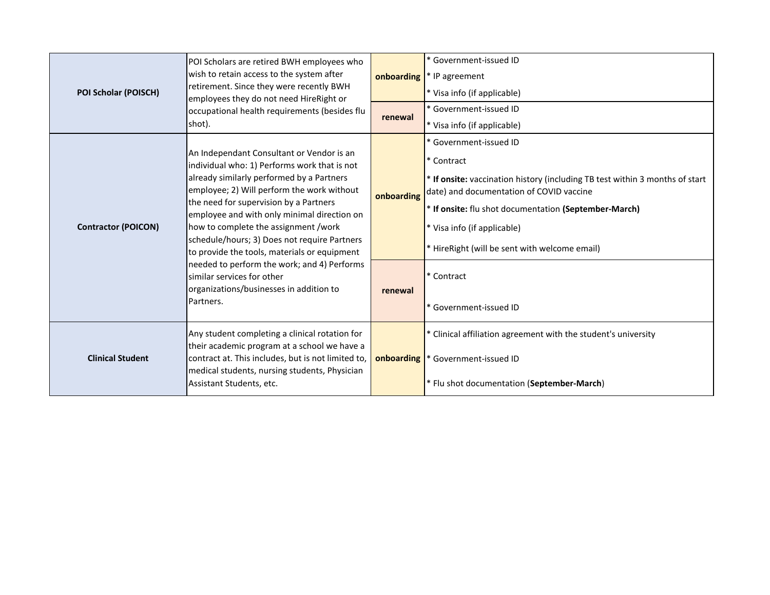| | | | |
|---|---|---|---|
| **POI Scholar (POISCH)** | POI Scholars are retired BWH employees who wish to retain access to the system after retirement. Since they were recently BWH employees they do not need HireRight or occupational health requirements (besides flu shot). | **onboarding** | * Government-issued ID<br>* IP agreement<br>* Visa info (if applicable) |
| | | **renewal** | * Government-issued ID<br>* Visa info (if applicable) |
| **Contractor (POICON)** | An Independant Consultant or Vendor is an individual who: 1) Performs work that is not already similarly performed by a Partners employee; 2) Will perform the work without the need for supervision by a Partners employee and with only minimal direction on how to complete the assignment /work schedule/hours; 3) Does not require Partners to provide the tools, materials or equipment needed to perform the work; and 4) Performs similar services for other organizations/businesses in addition to Partners. | **onboarding** | * Government-issued ID<br>* Contract<br>* **If onsite:** vaccination history (including TB test within 3 months of start date) and documentation of COVID vaccine<br>* **If onsite:** flu shot documentation **(September-March)**<br>* Visa info (if applicable)<br>* HireRight (will be sent with welcome email) |
| | | **renewal** | * Contract<br>* Government-issued ID |
| **Clinical Student** | Any student completing a clinical rotation for their academic program at a school we have a contract at. This includes, but is not limited to, medical students, nursing students, Physician Assistant Students, etc. | **onboarding** | * Clinical affiliation agreement with the student's university<br>* Government-issued ID<br>* Flu shot documentation (**September-March**) |